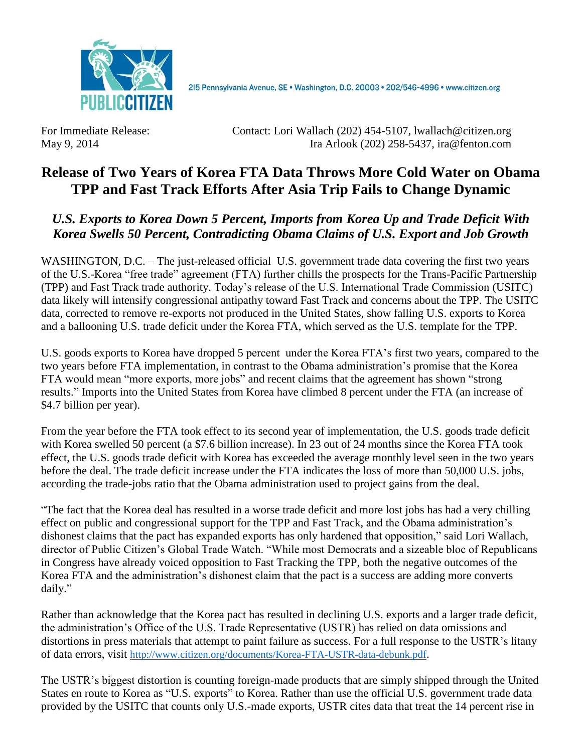PUBLIC CITIZEN

215 Pennsylvania Avenue, SE • Washington, D.C. 20003 • 202/546-4996 • www.citizen.org

For Immediate Release: May 9, 2014

Contact: Lori Wallach (202) 454-5107, lwallach@citizen.org
Ira Arlook (202) 258-5437, ira@fenton.com

# Release of Two Years of Korea FTA Data Throws More Cold Water on Obama TPP and Fast Track Efforts After Asia Trip Fails to Change Dynamic

## *U.S. Exports to Korea Down 5 Percent, Imports from Korea Up and Trade Deficit With Korea Swells 50 Percent, Contradicting Obama Claims of U.S. Export and Job Growth*

WASHINGTON, D.C. – The just-released official U.S. government trade data covering the first two years of the U.S.-Korea "free trade" agreement (FTA) further chills the prospects for the Trans-Pacific Partnership (TPP) and Fast Track trade authority. Today's release of the U.S. International Trade Commission (USITC) data likely will intensify congressional antipathy toward Fast Track and concerns about the TPP. The USITC data, corrected to remove re-exports not produced in the United States, show falling U.S. exports to Korea and a ballooning U.S. trade deficit under the Korea FTA, which served as the U.S. template for the TPP.

U.S. goods exports to Korea have dropped 5 percent under the Korea FTA's first two years, compared to the two years before FTA implementation, in contrast to the Obama administration's promise that the Korea FTA would mean "more exports, more jobs" and recent claims that the agreement has shown "strong results." Imports into the United States from Korea have climbed 8 percent under the FTA (an increase of $4.7 billion per year).

From the year before the FTA took effect to its second year of implementation, the U.S. goods trade deficit with Korea swelled 50 percent (a $7.6 billion increase). In 23 out of 24 months since the Korea FTA took effect, the U.S. goods trade deficit with Korea has exceeded the average monthly level seen in the two years before the deal. The trade deficit increase under the FTA indicates the loss of more than 50,000 U.S. jobs, according the trade-jobs ratio that the Obama administration used to project gains from the deal.

"The fact that the Korea deal has resulted in a worse trade deficit and more lost jobs has had a very chilling effect on public and congressional support for the TPP and Fast Track, and the Obama administration's dishonest claims that the pact has expanded exports has only hardened that opposition," said Lori Wallach, director of Public Citizen's Global Trade Watch. "While most Democrats and a sizeable bloc of Republicans in Congress have already voiced opposition to Fast Tracking the TPP, both the negative outcomes of the Korea FTA and the administration's dishonest claim that the pact is a success are adding more converts daily."

Rather than acknowledge that the Korea pact has resulted in declining U.S. exports and a larger trade deficit, the administration's Office of the U.S. Trade Representative (USTR) has relied on data omissions and distortions in press materials that attempt to paint failure as success. For a full response to the USTR's litany of data errors, visit http://www.citizen.org/documents/Korea-FTA-USTR-data-debunk.pdf.

The USTR's biggest distortion is counting foreign-made products that are simply shipped through the United States en route to Korea as "U.S. exports" to Korea. Rather than use the official U.S. government trade data provided by the USITC that counts only U.S.-made exports, USTR cites data that treat the 14 percent rise in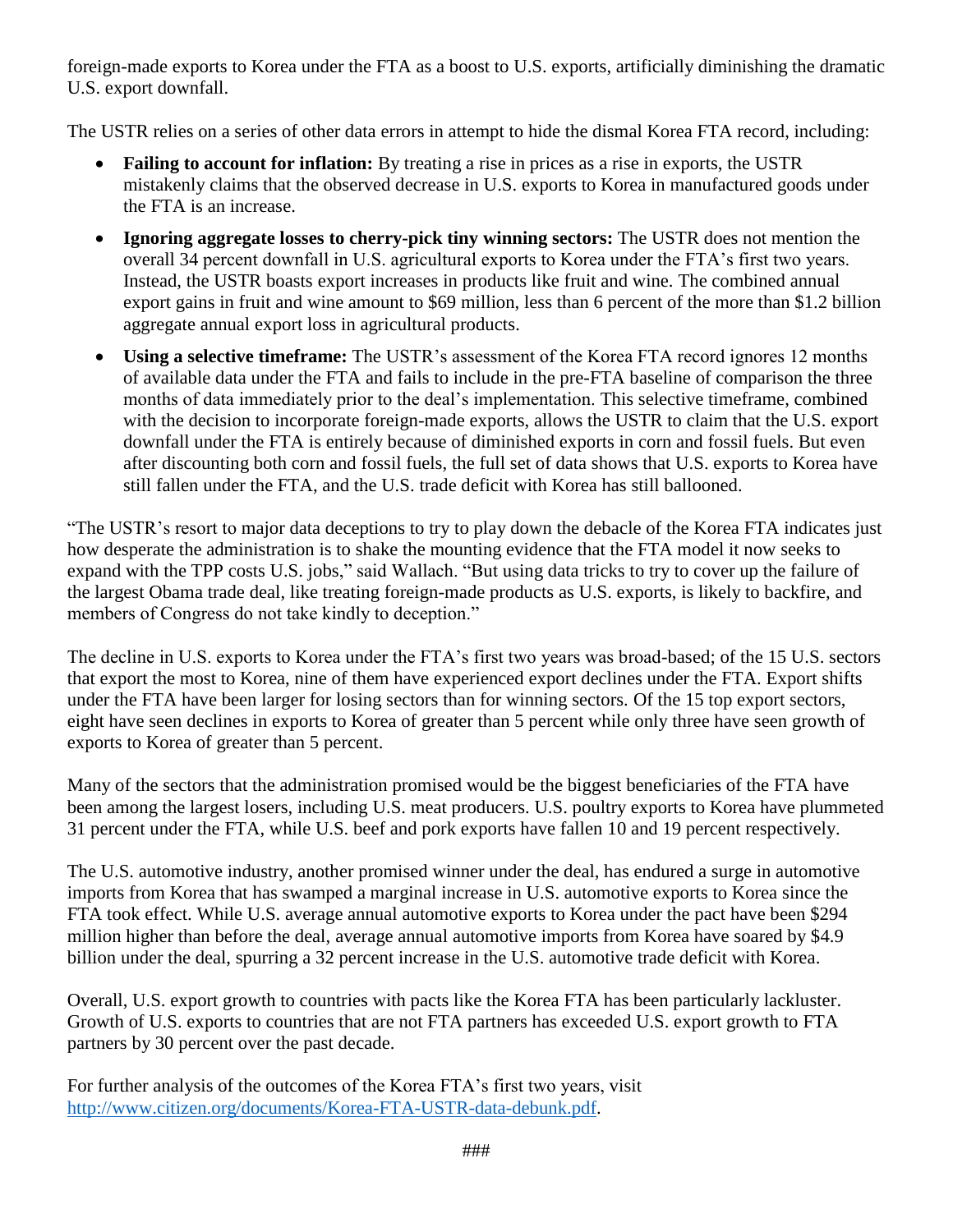foreign-made exports to Korea under the FTA as a boost to U.S. exports, artificially diminishing the dramatic U.S. export downfall.

The USTR relies on a series of other data errors in attempt to hide the dismal Korea FTA record, including:

- **Failing to account for inflation:** By treating a rise in prices as a rise in exports, the USTR mistakenly claims that the observed decrease in U.S. exports to Korea in manufactured goods under the FTA is an increase.
- **Ignoring aggregate losses to cherry-pick tiny winning sectors:** The USTR does not mention the overall 34 percent downfall in U.S. agricultural exports to Korea under the FTA's first two years. Instead, the USTR boasts export increases in products like fruit and wine. The combined annual export gains in fruit and wine amount to $69 million, less than 6 percent of the more than $1.2 billion aggregate annual export loss in agricultural products.
- **Using a selective timeframe:** The USTR's assessment of the Korea FTA record ignores 12 months of available data under the FTA and fails to include in the pre-FTA baseline of comparison the three months of data immediately prior to the deal's implementation. This selective timeframe, combined with the decision to incorporate foreign-made exports, allows the USTR to claim that the U.S. export downfall under the FTA is entirely because of diminished exports in corn and fossil fuels. But even after discounting both corn and fossil fuels, the full set of data shows that U.S. exports to Korea have still fallen under the FTA, and the U.S. trade deficit with Korea has still ballooned.

"The USTR's resort to major data deceptions to try to play down the debacle of the Korea FTA indicates just how desperate the administration is to shake the mounting evidence that the FTA model it now seeks to expand with the TPP costs U.S. jobs," said Wallach. "But using data tricks to try to cover up the failure of the largest Obama trade deal, like treating foreign-made products as U.S. exports, is likely to backfire, and members of Congress do not take kindly to deception."

The decline in U.S. exports to Korea under the FTA's first two years was broad-based; of the 15 U.S. sectors that export the most to Korea, nine of them have experienced export declines under the FTA. Export shifts under the FTA have been larger for losing sectors than for winning sectors. Of the 15 top export sectors, eight have seen declines in exports to Korea of greater than 5 percent while only three have seen growth of exports to Korea of greater than 5 percent.

Many of the sectors that the administration promised would be the biggest beneficiaries of the FTA have been among the largest losers, including U.S. meat producers. U.S. poultry exports to Korea have plummeted 31 percent under the FTA, while U.S. beef and pork exports have fallen 10 and 19 percent respectively.

The U.S. automotive industry, another promised winner under the deal, has endured a surge in automotive imports from Korea that has swamped a marginal increase in U.S. automotive exports to Korea since the FTA took effect. While U.S. average annual automotive exports to Korea under the pact have been $294 million higher than before the deal, average annual automotive imports from Korea have soared by $4.9 billion under the deal, spurring a 32 percent increase in the U.S. automotive trade deficit with Korea.

Overall, U.S. export growth to countries with pacts like the Korea FTA has been particularly lackluster. Growth of U.S. exports to countries that are not FTA partners has exceeded U.S. export growth to FTA partners by 30 percent over the past decade.

For further analysis of the outcomes of the Korea FTA's first two years, visit http://www.citizen.org/documents/Korea-FTA-USTR-data-debunk.pdf.

###